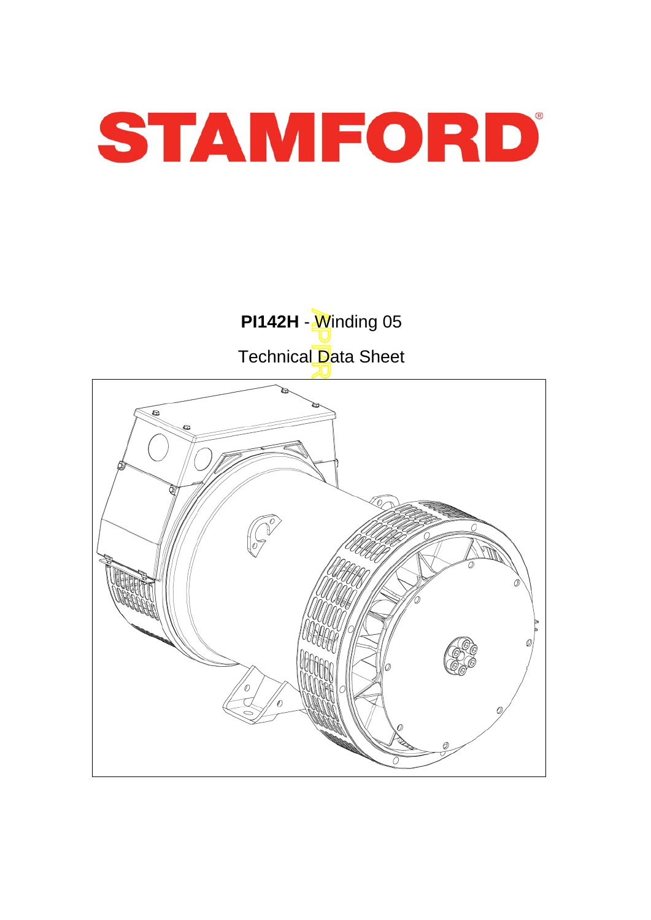# STAMFORD

**PI142H** - Winding 05

Technical Data Sheet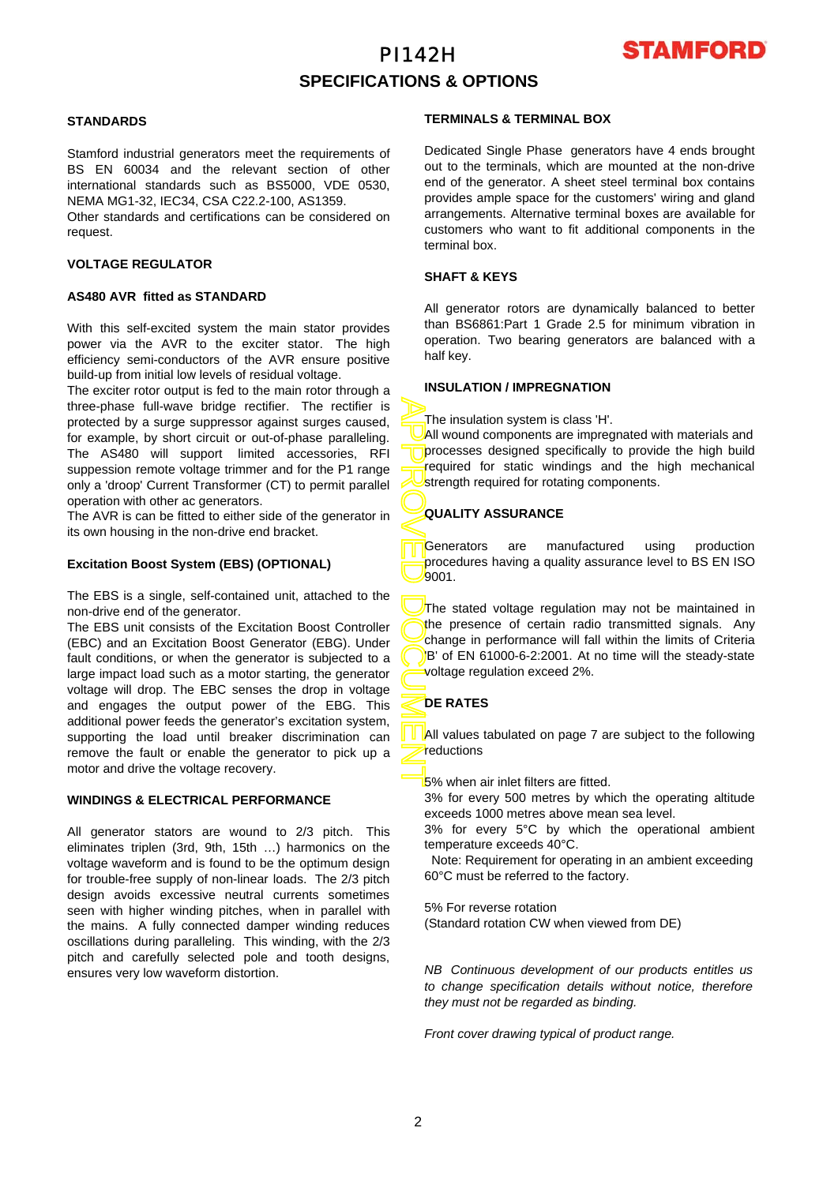# PI142H

## SPECIFICATIONS & OPTIONS

### STANDARDS

Stamford industrial generators meet the requirements of BS EN 60034 and the relevant section of other international standards such as BS5000, VDE 0530, NEMA MG1-32, IEC34, CSA C22.2-100, AS1359.
Other standards and certifications can be considered on request.

### VOLTAGE REGULATOR

#### AS480 AVR fitted as STANDARD

With this self-excited system the main stator provides power via the AVR to the exciter stator. The high efficiency semi-conductors of the AVR ensure positive build-up from initial low levels of residual voltage.
The exciter rotor output is fed to the main rotor through a three-phase full-wave bridge rectifier. The rectifier is protected by a surge suppressor against surges caused, for example, by short circuit or out-of-phase paralleling. The AS480 will support limited accessories, RFI suppression remote voltage trimmer and for the P1 range only a 'droop' Current Transformer (CT) to permit parallel operation with other ac generators.
The AVR is can be fitted to either side of the generator in its own housing in the non-drive end bracket.

#### Excitation Boost System (EBS) (OPTIONAL)

The EBS is a single, self-contained unit, attached to the non-drive end of the generator.
The EBS unit consists of the Excitation Boost Controller (EBC) and an Excitation Boost Generator (EBG). Under fault conditions, or when the generator is subjected to a large impact load such as a motor starting, the generator voltage will drop. The EBC senses the drop in voltage and engages the output power of the EBG. This additional power feeds the generator's excitation system, supporting the load until breaker discrimination can remove the fault or enable the generator to pick up a motor and drive the voltage recovery.

### WINDINGS & ELECTRICAL PERFORMANCE

All generator stators are wound to 2/3 pitch. This eliminates triplen (3rd, 9th, 15th …) harmonics on the voltage waveform and is found to be the optimum design for trouble-free supply of non-linear loads. The 2/3 pitch design avoids excessive neutral currents sometimes seen with higher winding pitches, when in parallel with the mains. A fully connected damper winding reduces oscillations during paralleling. This winding, with the 2/3 pitch and carefully selected pole and tooth designs, ensures very low waveform distortion.

### TERMINALS & TERMINAL BOX

Dedicated Single Phase generators have 4 ends brought out to the terminals, which are mounted at the non-drive end of the generator. A sheet steel terminal box contains provides ample space for the customers' wiring and gland arrangements. Alternative terminal boxes are available for customers who want to fit additional components in the terminal box.

### SHAFT & KEYS

All generator rotors are dynamically balanced to better than BS6861:Part 1 Grade 2.5 for minimum vibration in operation. Two bearing generators are balanced with a half key.

### INSULATION / IMPREGNATION

The insulation system is class 'H'.
All wound components are impregnated with materials and processes designed specifically to provide the high build required for static windings and the high mechanical strength required for rotating components.

### QUALITY ASSURANCE

Generators are manufactured using production procedures having a quality assurance level to BS EN ISO 9001.

The stated voltage regulation may not be maintained in the presence of certain radio transmitted signals. Any change in performance will fall within the limits of Criteria 'B' of EN 61000-6-2:2001. At no time will the steady-state voltage regulation exceed 2%.

### DE RATES

All values tabulated on page 7 are subject to the following reductions

5% when air inlet filters are fitted.
3% for every 500 metres by which the operating altitude exceeds 1000 metres above mean sea level.
3% for every 5°C by which the operational ambient temperature exceeds 40°C.
Note: Requirement for operating in an ambient exceeding 60°C must be referred to the factory.

5% For reverse rotation
(Standard rotation CW when viewed from DE)

*NB Continuous development of our products entitles us to change specification details without notice, therefore they must not be regarded as binding.*

*Front cover drawing typical of product range.*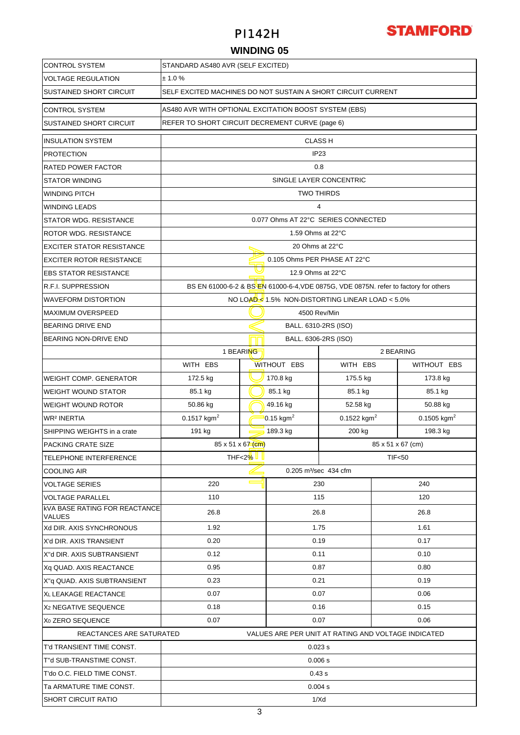# PI142H

## WINDING 05

| | | | | |
|---|---|---|---|---|
| CONTROL SYSTEM | STANDARD AS480 AVR (SELF EXCITED) | | | |
| VOLTAGE REGULATION | ± 1.0 % | | | |
| SUSTAINED SHORT CIRCUIT | SELF EXCITED MACHINES DO NOT SUSTAIN A SHORT CIRCUIT CURRENT | | | |
| CONTROL SYSTEM | AS480 AVR WITH OPTIONAL EXCITATION BOOST SYSTEM (EBS) | | | |
| SUSTAINED SHORT CIRCUIT | REFER TO SHORT CIRCUIT DECREMENT CURVE (page 6) | | | |
| INSULATION SYSTEM | CLASS H | | | |
| PROTECTION | IP23 | | | |
| RATED POWER FACTOR | 0.8 | | | |
| STATOR WINDING | SINGLE LAYER CONCENTRIC | | | |
| WINDING PITCH | TWO THIRDS | | | |
| WINDING LEADS | 4 | | | |
| STATOR WDG. RESISTANCE | 0.077 Ohms AT 22°C SERIES CONNECTED | | | |
| ROTOR WDG. RESISTANCE | 1.59 Ohms at 22°C | | | |
| EXCITER STATOR RESISTANCE | 20 Ohms at 22°C | | | |
| EXCITER ROTOR RESISTANCE | 0.105 Ohms PER PHASE AT 22°C | | | |
| EBS STATOR RESISTANCE | 12.9 Ohms at 22°C | | | |
| R.F.I. SUPPRESSION | BS EN 61000-6-2 & BS EN 61000-6-4,VDE 0875G, VDE 0875N. refer to factory for others | | | |
| WAVEFORM DISTORTION | NO LOAD < 1.5% NON-DISTORTING LINEAR LOAD < 5.0% | | | |
| MAXIMUM OVERSPEED | 4500 Rev/Min | | | |
| BEARING DRIVE END | BALL. 6310-2RS (ISO) | | | |
| BEARING NON-DRIVE END | BALL. 6306-2RS (ISO) | | | |
| | 1 BEARING | | 2 BEARING | |
| | WITH EBS | WITHOUT EBS | WITH EBS | WITHOUT EBS |
| WEIGHT COMP. GENERATOR | 172.5 kg | 170.8 kg | 175.5 kg | 173.8 kg |
| WEIGHT WOUND STATOR | 85.1 kg | 85.1 kg | 85.1 kg | 85.1 kg |
| WEIGHT WOUND ROTOR | 50.86 kg | 49.16 kg | 52.58 kg | 50.88 kg |
| $WR^2$ INERTIA | 0.1517 $kgm^2$ | 0.15 $kgm^2$ | 0.1522 $kgm^2$ | 0.1505 $kgm^2$ |
| SHIPPING WEIGHTS in a crate | 191 kg | 189.3 kg | 200 kg | 198.3 kg |
| PACKING CRATE SIZE | 85 x 51 x 67 (cm) | | 85 x 51 x 67 (cm) | |
| TELEPHONE INTERFERENCE | THF<2% | | TIF<50 | |
| COOLING AIR | 0.205 $m^3$/sec 434 cfm | | | |

| | | | |
|---|---|---|---|
| VOLTAGE SERIES | 220 | 230 | 240 |
| VOLTAGE PARALLEL | 110 | 115 | 120 |
| kVA BASE RATING FOR REACTANCE VALUES | 26.8 | 26.8 | 26.8 |
| Xd DIR. AXIS SYNCHRONOUS | 1.92 | 1.75 | 1.61 |
| X'd DIR. AXIS TRANSIENT | 0.20 | 0.19 | 0.17 |
| X''d DIR. AXIS SUBTRANSIENT | 0.12 | 0.11 | 0.10 |
| Xq QUAD. AXIS REACTANCE | 0.95 | 0.87 | 0.80 |
| X''q QUAD. AXIS SUBTRANSIENT | 0.23 | 0.21 | 0.19 |
| $X_L$ LEAKAGE REACTANCE | 0.07 | 0.07 | 0.06 |
| $X_2$ NEGATIVE SEQUENCE | 0.18 | 0.16 | 0.15 |
| $X_0$ ZERO SEQUENCE | 0.07 | 0.07 | 0.06 |
| REACTANCES ARE SATURATED | VALUES ARE PER UNIT AT RATING AND VOLTAGE INDICATED | | |
| T'd TRANSIENT TIME CONST. | 0.023 s | | |
| T''d SUB-TRANSTIME CONST. | 0.006 s | | |
| T'do O.C. FIELD TIME CONST. | 0.43 s | | |
| Ta ARMATURE TIME CONST. | 0.004 s | | |
| SHORT CIRCUIT RATIO | 1/Xd | | |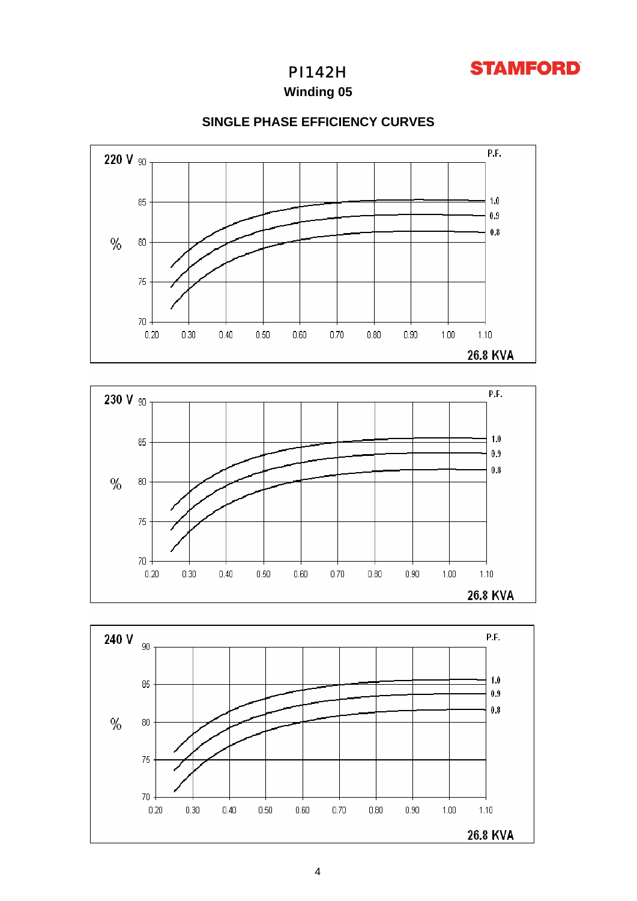# PI142H

**STAMFORD**

## Winding 05

### SINGLE PHASE EFFICIENCY CURVES

220 V

P.F.

90, 85, 80, 75, 70

%

1.0
0.9
0.8

0.20 0.30 0.40 0.50 0.60 0.70 0.80 0.90 1.00 1.10

26.8 KVA

230 V

P.F.

90, 85, 80, 75, 70

%

1.0
0.9
0.8

0.20 0.30 0.40 0.50 0.60 0.70 0.80 0.90 1.00 1.10

26.8 KVA

240 V

P.F.

90, 85, 80, 75, 70

%

1.0
0.9
0.8

0.20 0.30 0.40 0.50 0.60 0.70 0.80 0.90 1.00 1.10

26.8 KVA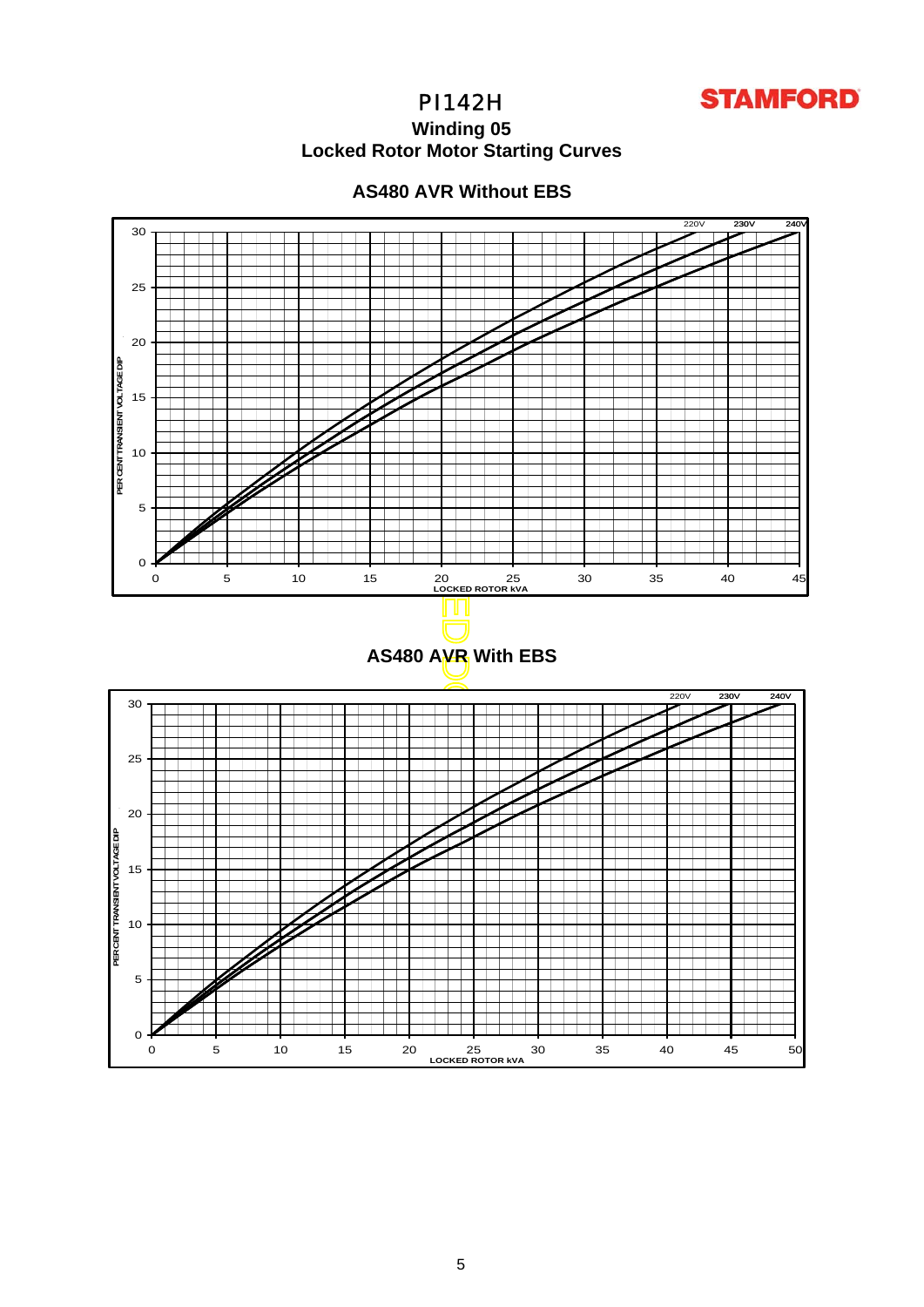# PI142H

**STAMFORD**

## Winding 05

## Locked Rotor Motor Starting Curves

### AS480 AVR Without EBS

220V 230V 240V

PER CENT TRANSIENT VOLTAGE DIP

LOCKED ROTOR kVA

### AS480 AVR With EBS

220V 230V 240V

PERCENT TRANSIENT VOLTAGE DIP

LOCKED ROTOR kVA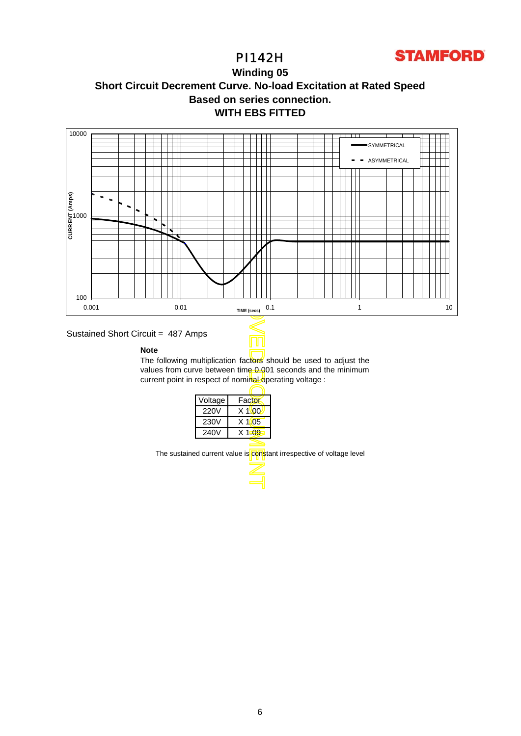# PI142H

## Winding 05

## Short Circuit Decrement Curve. No-load Excitation at Rated Speed

## Based on series connection.

## WITH EBS FITTED

Sustained Short Circuit = 487 Amps

**Note**

The following multiplication factors should be used to adjust the values from curve between time 0.001 seconds and the minimum current point in respect of nominal operating voltage :

| Voltage | Factor |
|---|---|
| 220V | X 1.00 |
| 230V | X 1.05 |
| 240V | X 1.09 |

The sustained current value is constant irrespective of voltage level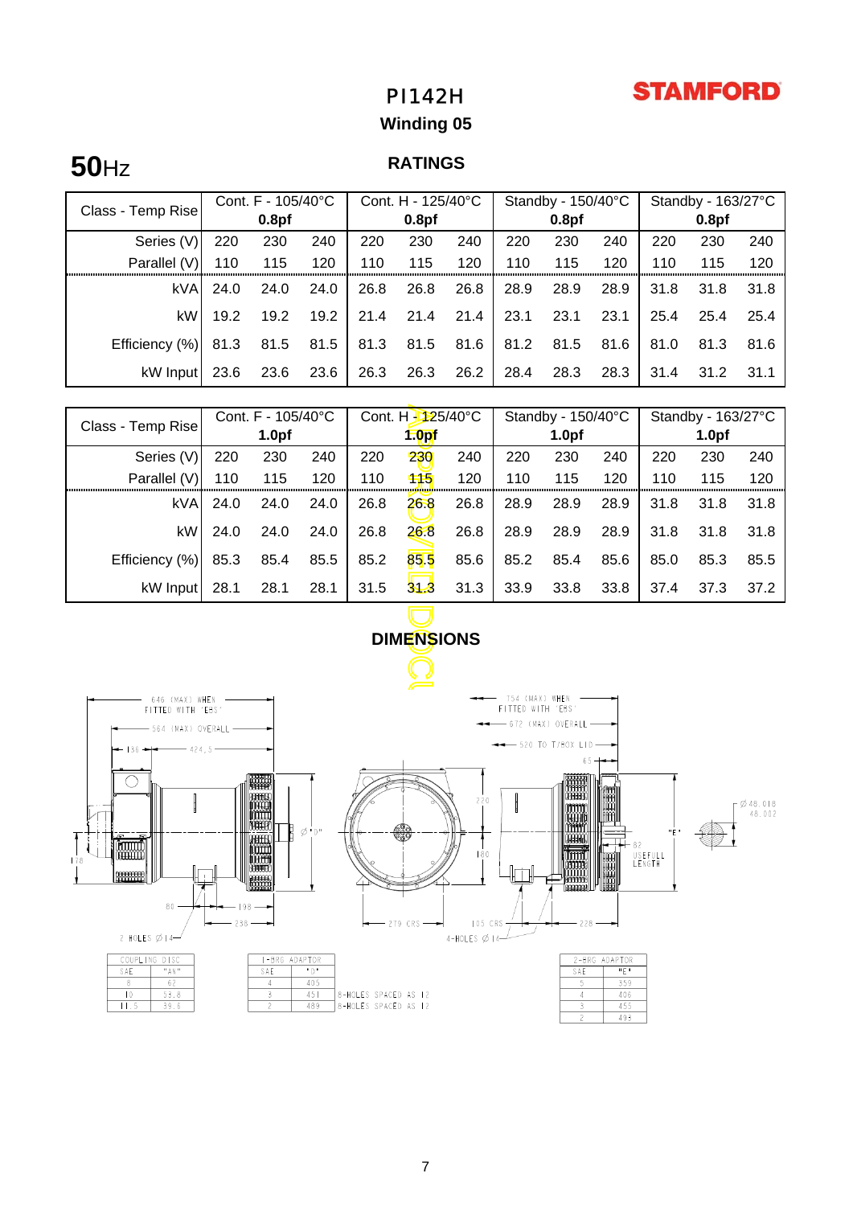# PI142H

**STAMFORD**

## Winding 05

**50**Hz

### RATINGS

| Class - Temp Rise | Cont. F - 105/40°C 0.8pf | | | Cont. H - 125/40°C 0.8pf | | | Standby - 150/40°C 0.8pf | | | Standby - 163/27°C 0.8pf | | |
|---|---|---|---|---|---|---|---|---|---|---|---|---|
| Series (V) | 220 | 230 | 240 | 220 | 230 | 240 | 220 | 230 | 240 | 220 | 230 | 240 |
| Parallel (V) | 110 | 115 | 120 | 110 | 115 | 120 | 110 | 115 | 120 | 110 | 115 | 120 |
| kVA | 24.0 | 24.0 | 24.0 | 26.8 | 26.8 | 26.8 | 28.9 | 28.9 | 28.9 | 31.8 | 31.8 | 31.8 |
| kW | 19.2 | 19.2 | 19.2 | 21.4 | 21.4 | 21.4 | 23.1 | 23.1 | 23.1 | 25.4 | 25.4 | 25.4 |
| Efficiency (%) | 81.3 | 81.5 | 81.5 | 81.3 | 81.5 | 81.6 | 81.2 | 81.5 | 81.6 | 81.0 | 81.3 | 81.6 |
| kW Input | 23.6 | 23.6 | 23.6 | 26.3 | 26.3 | 26.2 | 28.4 | 28.3 | 28.3 | 31.4 | 31.2 | 31.1 |

| Class - Temp Rise | Cont. F - 105/40°C 1.0pf | | | Cont. H - 125/40°C 1.0pf | | | Standby - 150/40°C 1.0pf | | | Standby - 163/27°C 1.0pf | | |
|---|---|---|---|---|---|---|---|---|---|---|---|---|
| Series (V) | 220 | 230 | 240 | 220 | 230 | 240 | 220 | 230 | 240 | 220 | 230 | 240 |
| Parallel (V) | 110 | 115 | 120 | 110 | 115 | 120 | 110 | 115 | 120 | 110 | 115 | 120 |
| kVA | 24.0 | 24.0 | 24.0 | 26.8 | 26.8 | 26.8 | 28.9 | 28.9 | 28.9 | 31.8 | 31.8 | 31.8 |
| kW | 24.0 | 24.0 | 24.0 | 26.8 | 26.8 | 26.8 | 28.9 | 28.9 | 28.9 | 31.8 | 31.8 | 31.8 |
| Efficiency (%) | 85.3 | 85.4 | 85.5 | 85.2 | 85.5 | 85.6 | 85.2 | 85.4 | 85.6 | 85.0 | 85.3 | 85.5 |
| kW Input | 28.1 | 28.1 | 28.1 | 31.5 | 31.3 | 31.3 | 33.9 | 33.8 | 33.8 | 37.4 | 37.3 | 37.2 |

### DIMENSIONS

646 (MAX) WHEN FITTED WITH 'EBS'
564 (MAX) OVERALL
136 — 424,5
754 (MAX) WHEN FITTED WITH 'EBS'
672 (MAX) OVERALL
520 TO T/BOX LID
65
220 · 180 · 178 · Ø "D" · "E" · 82 USEFUL LENGTH · Ø 48.018 / 48.002
80 · 198 · 238 · 279 CRS · 105 CRS · 228
2 HOLES Ø 14 · 4-HOLES Ø 14

| COUPLING DISC | |
|---|---|
| SAE | "AN" |
| 8 | 62 |
| 10 | 53.8 |
| 11.5 | 39.6 |

| 1-BRG ADAPTOR | | |
|---|---|---|
| SAE | "D" | |
| 4 | 405 | |
| 3 | 451 | 8-HOLES SPACED AS 12 |
| 2 | 489 | 8-HOLES SPACED AS 12 |

| 2-BRG ADAPTOR | |
|---|---|
| SAE | "E" |
| 5 | 359 |
| 4 | 406 |
| 3 | 455 |
| 2 | 493 |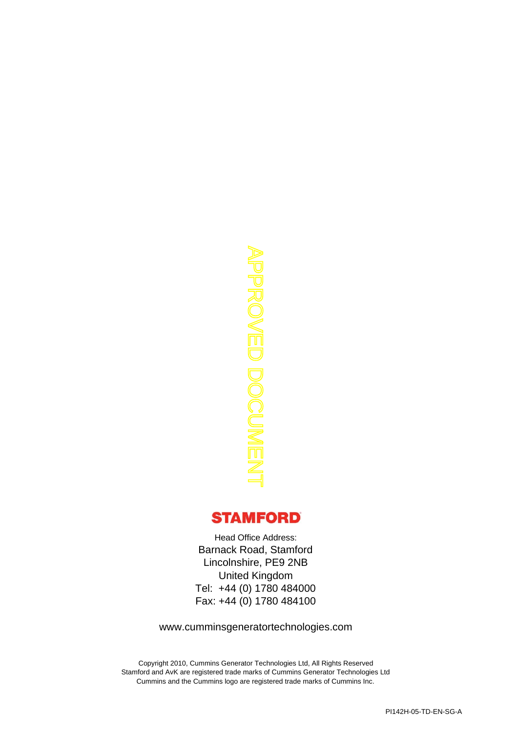APPROVED DOCUMENT

**STAMFORD**

Head Office Address:
Barnack Road, Stamford
Lincolnshire, PE9 2NB
United Kingdom
Tel: +44 (0) 1780 484000
Fax: +44 (0) 1780 484100

www.cumminsgeneratortechnologies.com

Copyright 2010, Cummins Generator Technologies Ltd, All Rights Reserved
Stamford and AvK are registered trade marks of Cummins Generator Technologies Ltd
Cummins and the Cummins logo are registered trade marks of Cummins Inc.

PI142H-05-TD-EN-SG-A